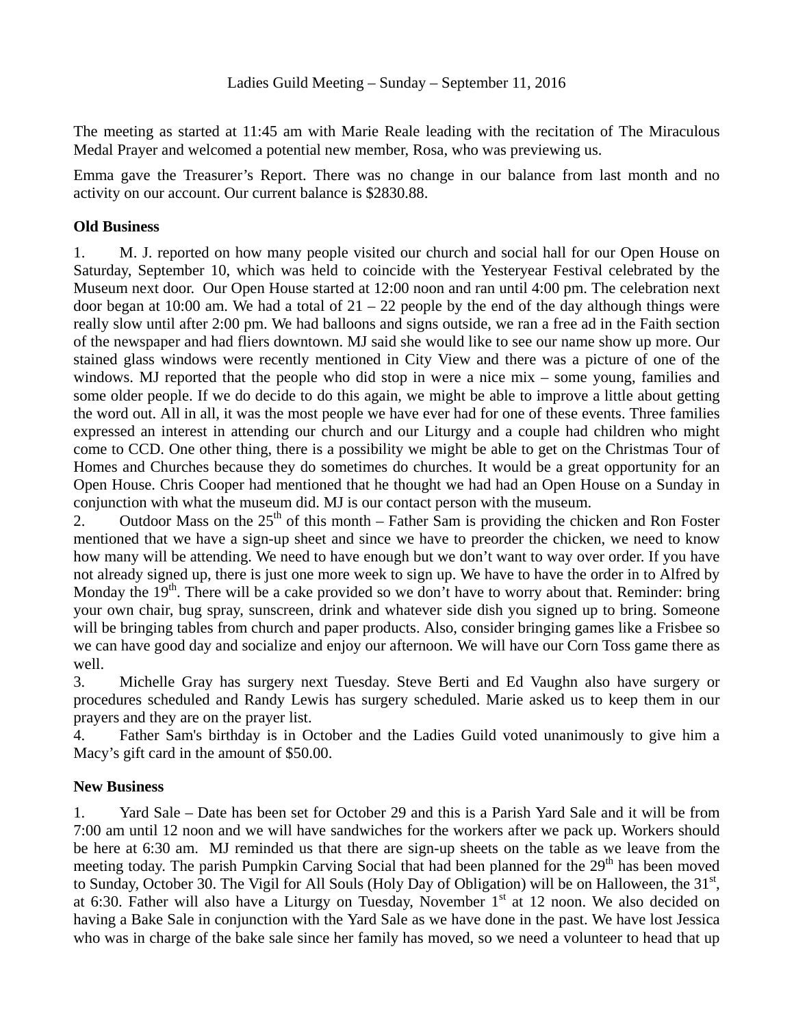Ladies Guild Meeting – Sunday – September 11, 2016

The meeting as started at 11:45 am with Marie Reale leading with the recitation of The Miraculous Medal Prayer and welcomed a potential new member, Rosa, who was previewing us.

Emma gave the Treasurer's Report. There was no change in our balance from last month and no activity on our account. Our current balance is $2830.88.

**Old Business**

1. M. J. reported on how many people visited our church and social hall for our Open House on Saturday, September 10, which was held to coincide with the Yesteryear Festival celebrated by the Museum next door. Our Open House started at 12:00 noon and ran until 4:00 pm. The celebration next door began at 10:00 am. We had a total of 21 – 22 people by the end of the day although things were really slow until after 2:00 pm. We had balloons and signs outside, we ran a free ad in the Faith section of the newspaper and had fliers downtown. MJ said she would like to see our name show up more. Our stained glass windows were recently mentioned in City View and there was a picture of one of the windows. MJ reported that the people who did stop in were a nice mix – some young, families and some older people. If we do decide to do this again, we might be able to improve a little about getting the word out. All in all, it was the most people we have ever had for one of these events. Three families expressed an interest in attending our church and our Liturgy and a couple had children who might come to CCD. One other thing, there is a possibility we might be able to get on the Christmas Tour of Homes and Churches because they do sometimes do churches. It would be a great opportunity for an Open House. Chris Cooper had mentioned that he thought we had had an Open House on a Sunday in conjunction with what the museum did. MJ is our contact person with the museum.
2. Outdoor Mass on the 25th of this month – Father Sam is providing the chicken and Ron Foster mentioned that we have a sign-up sheet and since we have to preorder the chicken, we need to know how many will be attending. We need to have enough but we don't want to way over order. If you have not already signed up, there is just one more week to sign up. We have to have the order in to Alfred by Monday the 19th. There will be a cake provided so we don't have to worry about that. Reminder: bring your own chair, bug spray, sunscreen, drink and whatever side dish you signed up to bring. Someone will be bringing tables from church and paper products. Also, consider bringing games like a Frisbee so we can have good day and socialize and enjoy our afternoon. We will have our Corn Toss game there as well.
3. Michelle Gray has surgery next Tuesday. Steve Berti and Ed Vaughn also have surgery or procedures scheduled and Randy Lewis has surgery scheduled. Marie asked us to keep them in our prayers and they are on the prayer list.
4. Father Sam's birthday is in October and the Ladies Guild voted unanimously to give him a Macy's gift card in the amount of $50.00.

**New Business**

1. Yard Sale – Date has been set for October 29 and this is a Parish Yard Sale and it will be from 7:00 am until 12 noon and we will have sandwiches for the workers after we pack up. Workers should be here at 6:30 am. MJ reminded us that there are sign-up sheets on the table as we leave from the meeting today. The parish Pumpkin Carving Social that had been planned for the 29th has been moved to Sunday, October 30. The Vigil for All Souls (Holy Day of Obligation) will be on Halloween, the 31st, at 6:30. Father will also have a Liturgy on Tuesday, November 1st at 12 noon. We also decided on having a Bake Sale in conjunction with the Yard Sale as we have done in the past. We have lost Jessica who was in charge of the bake sale since her family has moved, so we need a volunteer to head that up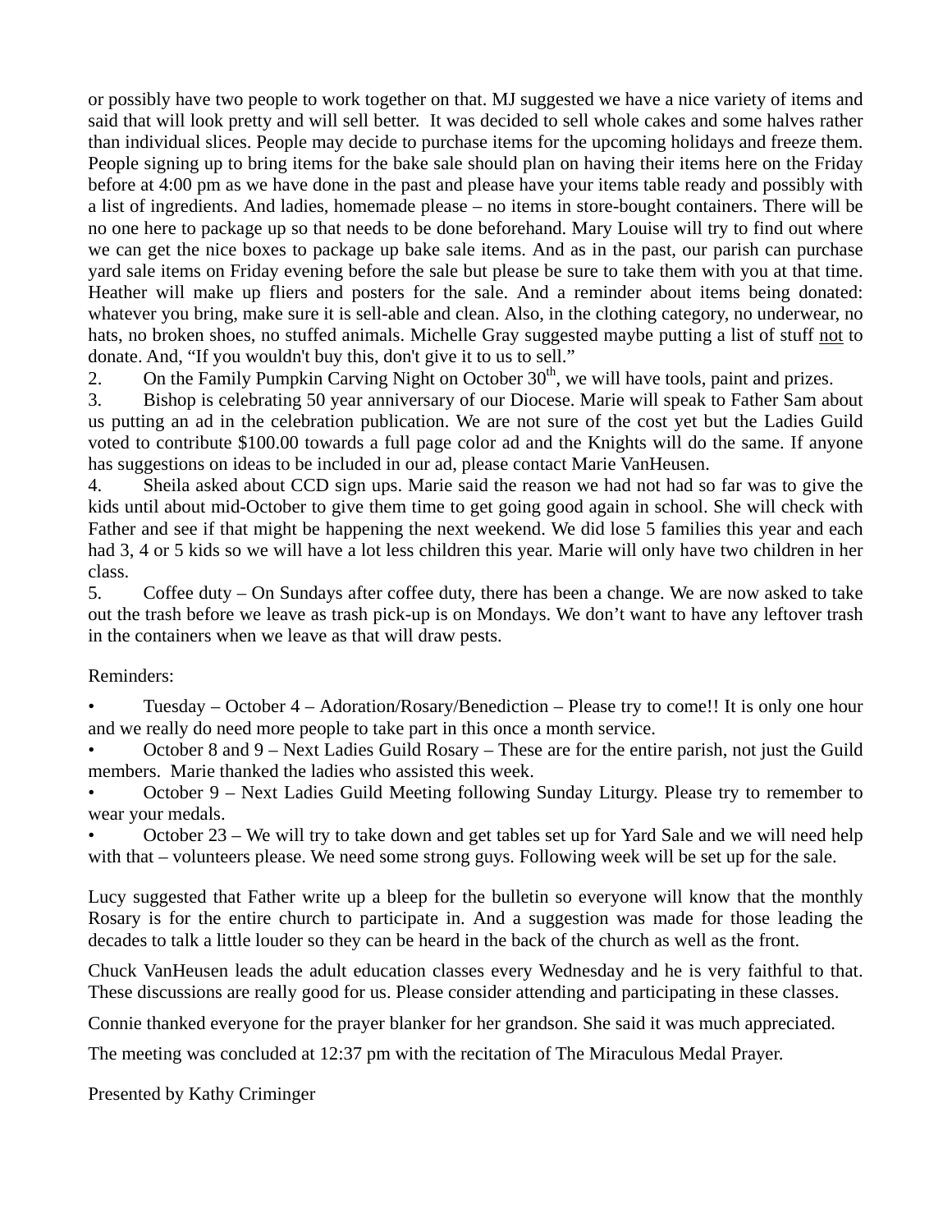or possibly have two people to work together on that. MJ suggested we have a nice variety of items and said that will look pretty and will sell better. It was decided to sell whole cakes and some halves rather than individual slices. People may decide to purchase items for the upcoming holidays and freeze them. People signing up to bring items for the bake sale should plan on having their items here on the Friday before at 4:00 pm as we have done in the past and please have your items table ready and possibly with a list of ingredients. And ladies, homemade please – no items in store-bought containers. There will be no one here to package up so that needs to be done beforehand. Mary Louise will try to find out where we can get the nice boxes to package up bake sale items. And as in the past, our parish can purchase yard sale items on Friday evening before the sale but please be sure to take them with you at that time. Heather will make up fliers and posters for the sale. And a reminder about items being donated: whatever you bring, make sure it is sell-able and clean. Also, in the clothing category, no underwear, no hats, no broken shoes, no stuffed animals. Michelle Gray suggested maybe putting a list of stuff <u>not</u> to donate. And, "If you wouldn't buy this, don't give it to us to sell."

2. On the Family Pumpkin Carving Night on October 30th, we will have tools, paint and prizes.

3. Bishop is celebrating 50 year anniversary of our Diocese. Marie will speak to Father Sam about us putting an ad in the celebration publication. We are not sure of the cost yet but the Ladies Guild voted to contribute $100.00 towards a full page color ad and the Knights will do the same. If anyone has suggestions on ideas to be included in our ad, please contact Marie VanHeusen.

4. Sheila asked about CCD sign ups. Marie said the reason we had not had so far was to give the kids until about mid-October to give them time to get going good again in school. She will check with Father and see if that might be happening the next weekend. We did lose 5 families this year and each had 3, 4 or 5 kids so we will have a lot less children this year. Marie will only have two children in her class.

5. Coffee duty – On Sundays after coffee duty, there has been a change. We are now asked to take out the trash before we leave as trash pick-up is on Mondays. We don't want to have any leftover trash in the containers when we leave as that will draw pests.

Reminders:

- Tuesday – October 4 – Adoration/Rosary/Benediction – Please try to come!! It is only one hour and we really do need more people to take part in this once a month service.
- October 8 and 9 – Next Ladies Guild Rosary – These are for the entire parish, not just the Guild members. Marie thanked the ladies who assisted this week.
- October 9 – Next Ladies Guild Meeting following Sunday Liturgy. Please try to remember to wear your medals.
- October 23 – We will try to take down and get tables set up for Yard Sale and we will need help with that – volunteers please. We need some strong guys. Following week will be set up for the sale.

Lucy suggested that Father write up a bleep for the bulletin so everyone will know that the monthly Rosary is for the entire church to participate in. And a suggestion was made for those leading the decades to talk a little louder so they can be heard in the back of the church as well as the front.

Chuck VanHeusen leads the adult education classes every Wednesday and he is very faithful to that. These discussions are really good for us. Please consider attending and participating in these classes.

Connie thanked everyone for the prayer blanker for her grandson. She said it was much appreciated.

The meeting was concluded at 12:37 pm with the recitation of The Miraculous Medal Prayer.

Presented by Kathy Criminger